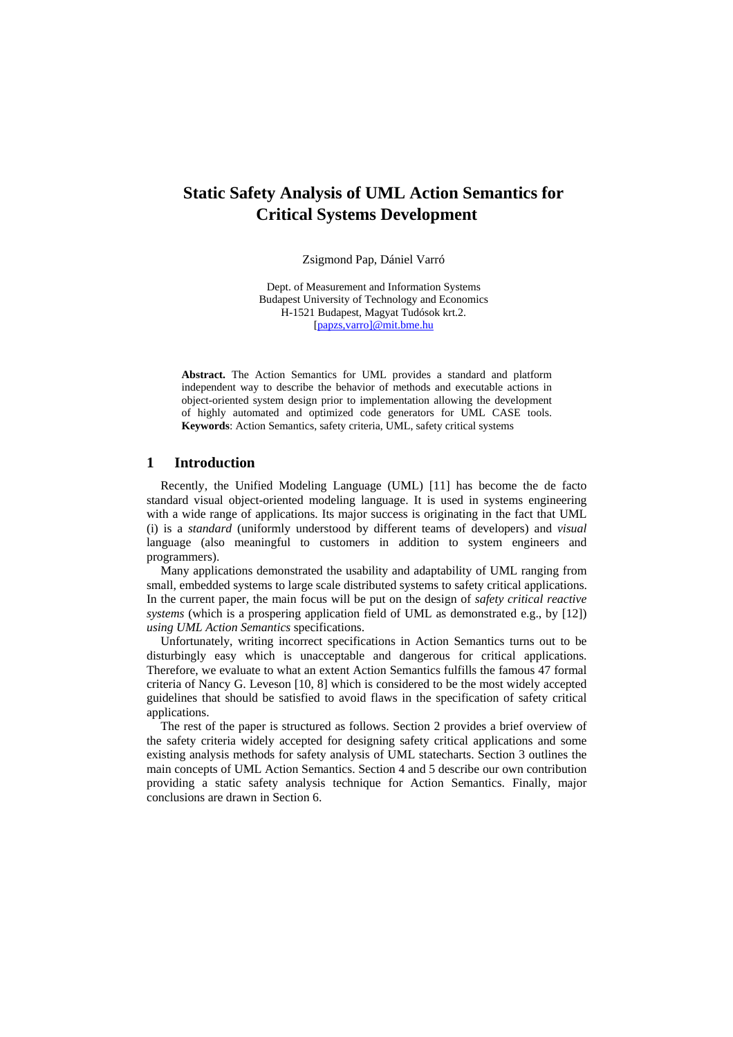# Static Safety Analysis of UML Action Semantics for Critical Systems Development

Zsigmond Pap, Dániel Varró

Dept. of Measurement and Information Systems
Budapest University of Technology and Economics
H-1521 Budapest, Magyat Tudósok krt.2.
[papzs,varro]@mit.bme.hu

**Abstract.** The Action Semantics for UML provides a standard and platform independent way to describe the behavior of methods and executable actions in object-oriented system design prior to implementation allowing the development of highly automated and optimized code generators for UML CASE tools. **Keywords**: Action Semantics, safety criteria, UML, safety critical systems

## 1 Introduction

Recently, the Unified Modeling Language (UML) [11] has become the de facto standard visual object-oriented modeling language. It is used in systems engineering with a wide range of applications. Its major success is originating in the fact that UML (i) is a *standard* (uniformly understood by different teams of developers) and *visual* language (also meaningful to customers in addition to system engineers and programmers).

Many applications demonstrated the usability and adaptability of UML ranging from small, embedded systems to large scale distributed systems to safety critical applications. In the current paper, the main focus will be put on the design of *safety critical reactive systems* (which is a prospering application field of UML as demonstrated e.g., by [12]) *using UML Action Semantics* specifications.

Unfortunately, writing incorrect specifications in Action Semantics turns out to be disturbingly easy which is unacceptable and dangerous for critical applications. Therefore, we evaluate to what an extent Action Semantics fulfills the famous 47 formal criteria of Nancy G. Leveson [10, 8] which is considered to be the most widely accepted guidelines that should be satisfied to avoid flaws in the specification of safety critical applications.

The rest of the paper is structured as follows. Section 2 provides a brief overview of the safety criteria widely accepted for designing safety critical applications and some existing analysis methods for safety analysis of UML statecharts. Section 3 outlines the main concepts of UML Action Semantics. Section 4 and 5 describe our own contribution providing a static safety analysis technique for Action Semantics. Finally, major conclusions are drawn in Section 6.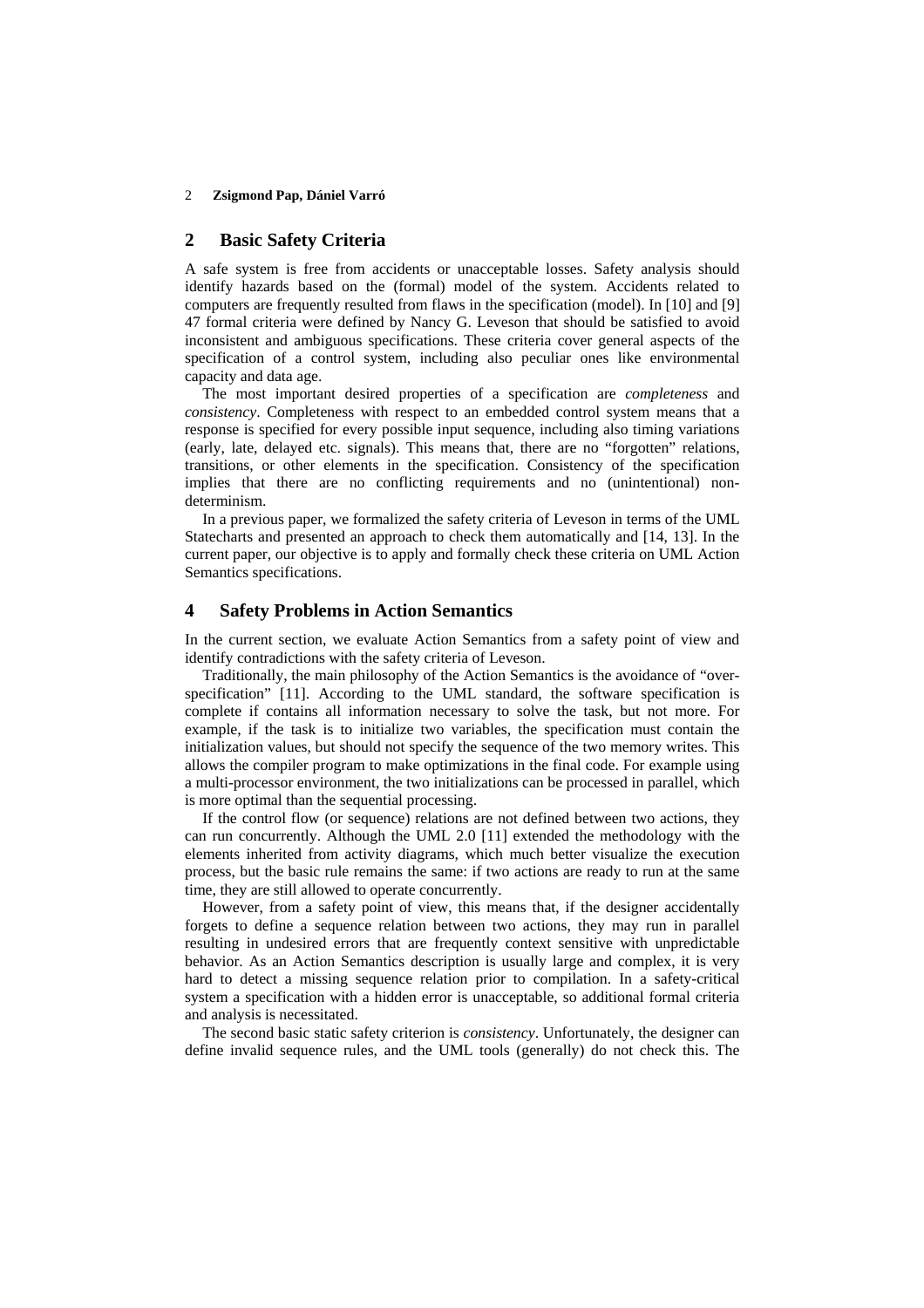## 2 Basic Safety Criteria

A safe system is free from accidents or unacceptable losses. Safety analysis should identify hazards based on the (formal) model of the system. Accidents related to computers are frequently resulted from flaws in the specification (model). In [10] and [9] 47 formal criteria were defined by Nancy G. Leveson that should be satisfied to avoid inconsistent and ambiguous specifications. These criteria cover general aspects of the specification of a control system, including also peculiar ones like environmental capacity and data age.

The most important desired properties of a specification are *completeness* and *consistency*. Completeness with respect to an embedded control system means that a response is specified for every possible input sequence, including also timing variations (early, late, delayed etc. signals). This means that, there are no "forgotten" relations, transitions, or other elements in the specification. Consistency of the specification implies that there are no conflicting requirements and no (unintentional) non-determinism.

In a previous paper, we formalized the safety criteria of Leveson in terms of the UML Statecharts and presented an approach to check them automatically and [14, 13]. In the current paper, our objective is to apply and formally check these criteria on UML Action Semantics specifications.

## 4 Safety Problems in Action Semantics

In the current section, we evaluate Action Semantics from a safety point of view and identify contradictions with the safety criteria of Leveson.

Traditionally, the main philosophy of the Action Semantics is the avoidance of "over-specification" [11]. According to the UML standard, the software specification is complete if contains all information necessary to solve the task, but not more. For example, if the task is to initialize two variables, the specification must contain the initialization values, but should not specify the sequence of the two memory writes. This allows the compiler program to make optimizations in the final code. For example using a multi-processor environment, the two initializations can be processed in parallel, which is more optimal than the sequential processing.

If the control flow (or sequence) relations are not defined between two actions, they can run concurrently. Although the UML 2.0 [11] extended the methodology with the elements inherited from activity diagrams, which much better visualize the execution process, but the basic rule remains the same: if two actions are ready to run at the same time, they are still allowed to operate concurrently.

However, from a safety point of view, this means that, if the designer accidentally forgets to define a sequence relation between two actions, they may run in parallel resulting in undesired errors that are frequently context sensitive with unpredictable behavior. As an Action Semantics description is usually large and complex, it is very hard to detect a missing sequence relation prior to compilation. In a safety-critical system a specification with a hidden error is unacceptable, so additional formal criteria and analysis is necessitated.

The second basic static safety criterion is *consistency*. Unfortunately, the designer can define invalid sequence rules, and the UML tools (generally) do not check this. The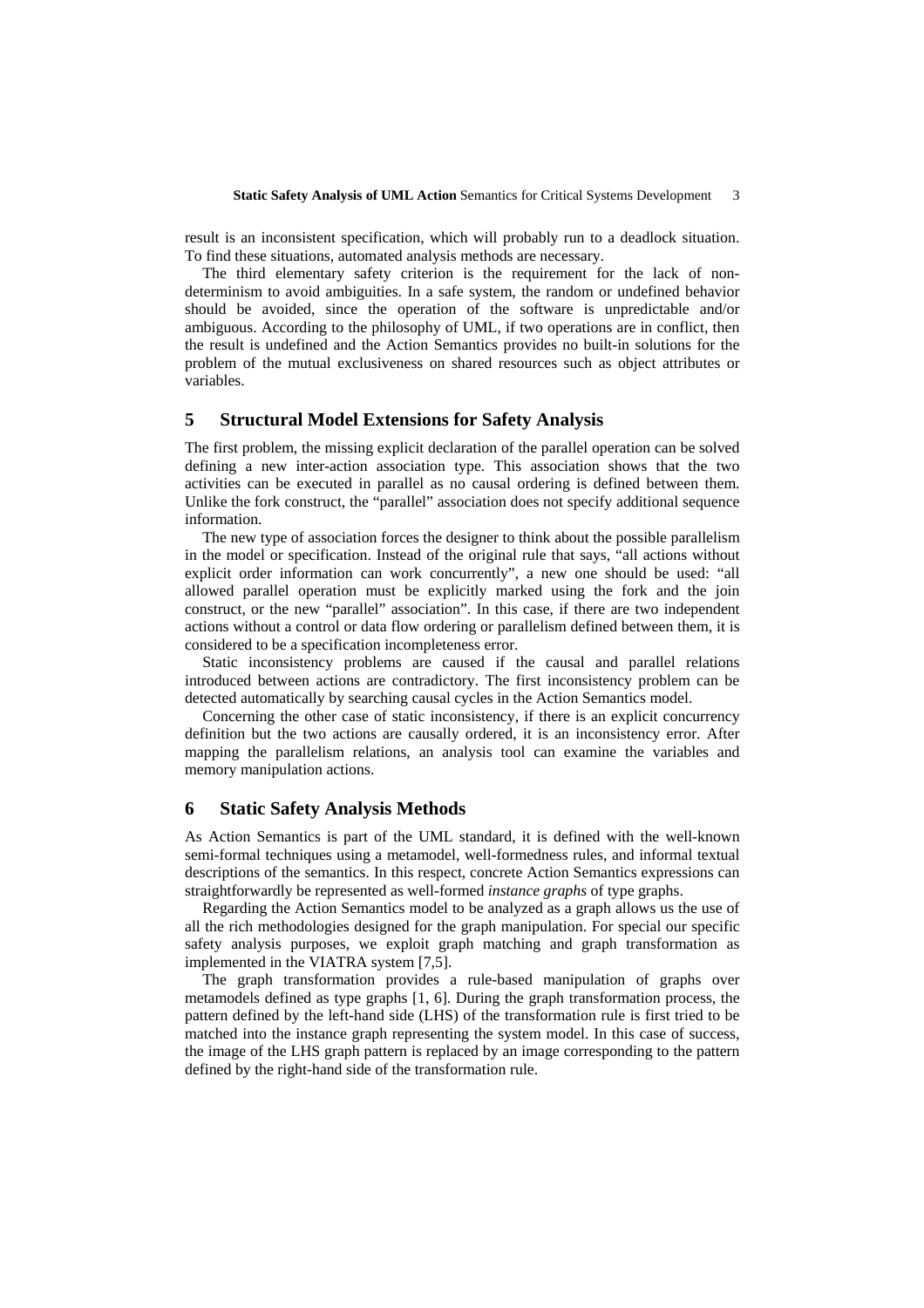result is an inconsistent specification, which will probably run to a deadlock situation. To find these situations, automated analysis methods are necessary.

The third elementary safety criterion is the requirement for the lack of non-determinism to avoid ambiguities. In a safe system, the random or undefined behavior should be avoided, since the operation of the software is unpredictable and/or ambiguous. According to the philosophy of UML, if two operations are in conflict, then the result is undefined and the Action Semantics provides no built-in solutions for the problem of the mutual exclusiveness on shared resources such as object attributes or variables.

## 5 Structural Model Extensions for Safety Analysis

The first problem, the missing explicit declaration of the parallel operation can be solved defining a new inter-action association type. This association shows that the two activities can be executed in parallel as no causal ordering is defined between them. Unlike the fork construct, the "parallel" association does not specify additional sequence information.

The new type of association forces the designer to think about the possible parallelism in the model or specification. Instead of the original rule that says, "all actions without explicit order information can work concurrently", a new one should be used: "all allowed parallel operation must be explicitly marked using the fork and the join construct, or the new "parallel" association". In this case, if there are two independent actions without a control or data flow ordering or parallelism defined between them, it is considered to be a specification incompleteness error.

Static inconsistency problems are caused if the causal and parallel relations introduced between actions are contradictory. The first inconsistency problem can be detected automatically by searching causal cycles in the Action Semantics model.

Concerning the other case of static inconsistency, if there is an explicit concurrency definition but the two actions are causally ordered, it is an inconsistency error. After mapping the parallelism relations, an analysis tool can examine the variables and memory manipulation actions.

## 6 Static Safety Analysis Methods

As Action Semantics is part of the UML standard, it is defined with the well-known semi-formal techniques using a metamodel, well-formedness rules, and informal textual descriptions of the semantics. In this respect, concrete Action Semantics expressions can straightforwardly be represented as well-formed *instance graphs* of type graphs.

Regarding the Action Semantics model to be analyzed as a graph allows us the use of all the rich methodologies designed for the graph manipulation. For special our specific safety analysis purposes, we exploit graph matching and graph transformation as implemented in the VIATRA system [7,5].

The graph transformation provides a rule-based manipulation of graphs over metamodels defined as type graphs [1, 6]. During the graph transformation process, the pattern defined by the left-hand side (LHS) of the transformation rule is first tried to be matched into the instance graph representing the system model. In this case of success, the image of the LHS graph pattern is replaced by an image corresponding to the pattern defined by the right-hand side of the transformation rule.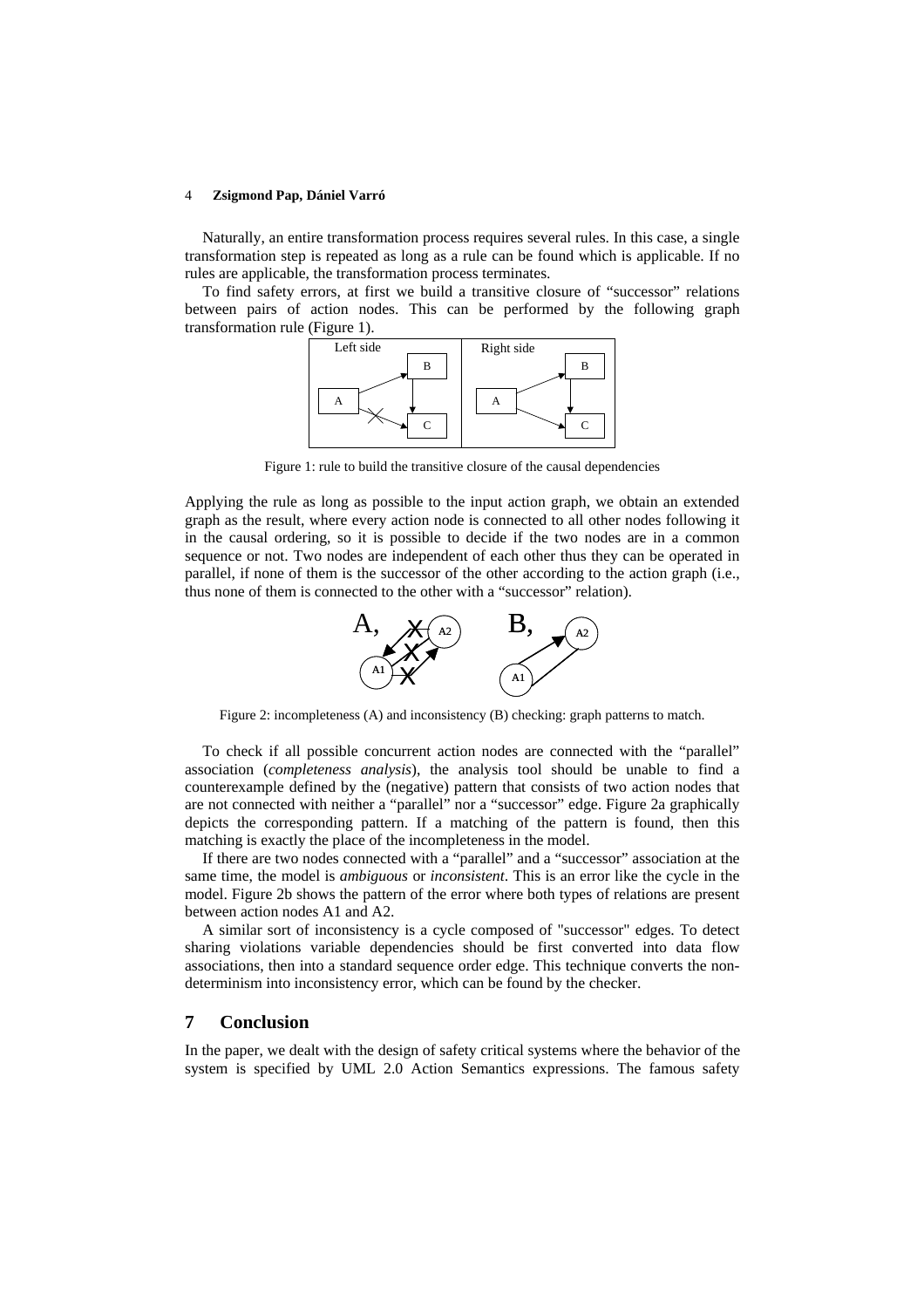Naturally, an entire transformation process requires several rules. In this case, a single transformation step is repeated as long as a rule can be found which is applicable. If no rules are applicable, the transformation process terminates.

To find safety errors, at first we build a transitive closure of "successor" relations between pairs of action nodes. This can be performed by the following graph transformation rule (Figure 1).

Figure 1: rule to build the transitive closure of the causal dependencies

Applying the rule as long as possible to the input action graph, we obtain an extended graph as the result, where every action node is connected to all other nodes following it in the causal ordering, so it is possible to decide if the two nodes are in a common sequence or not. Two nodes are independent of each other thus they can be operated in parallel, if none of them is the successor of the other according to the action graph (i.e., thus none of them is connected to the other with a "successor" relation).

Figure 2: incompleteness (A) and inconsistency (B) checking: graph patterns to match.

To check if all possible concurrent action nodes are connected with the "parallel" association (*completeness analysis*), the analysis tool should be unable to find a counterexample defined by the (negative) pattern that consists of two action nodes that are not connected with neither a "parallel" nor a "successor" edge. Figure 2a graphically depicts the corresponding pattern. If a matching of the pattern is found, then this matching is exactly the place of the incompleteness in the model.

If there are two nodes connected with a "parallel" and a "successor" association at the same time, the model is *ambiguous* or *inconsistent*. This is an error like the cycle in the model. Figure 2b shows the pattern of the error where both types of relations are present between action nodes A1 and A2.

A similar sort of inconsistency is a cycle composed of "successor" edges. To detect sharing violations variable dependencies should be first converted into data flow associations, then into a standard sequence order edge. This technique converts the non-determinism into inconsistency error, which can be found by the checker.

## 7 Conclusion

In the paper, we dealt with the design of safety critical systems where the behavior of the system is specified by UML 2.0 Action Semantics expressions. The famous safety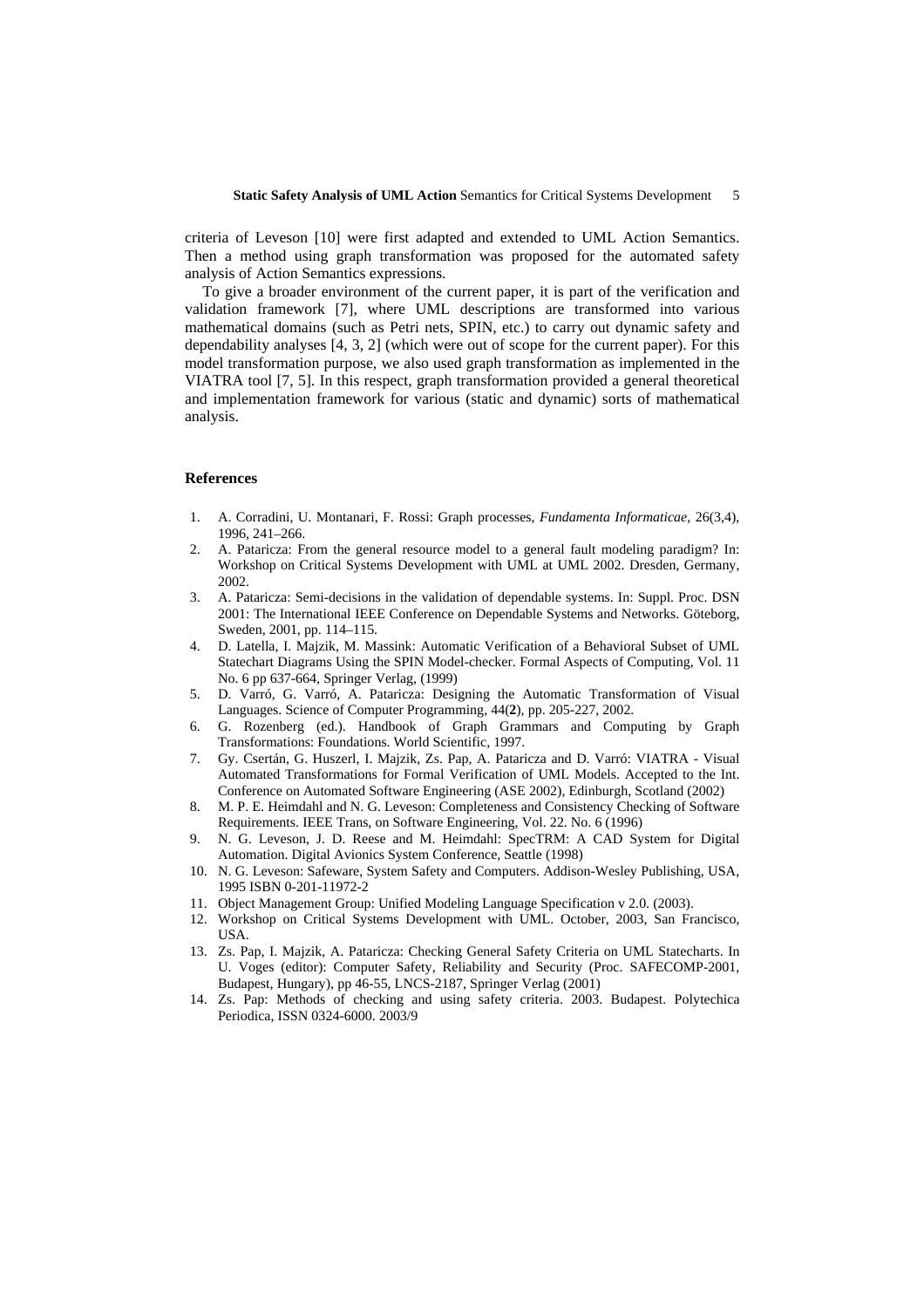criteria of Leveson [10] were first adapted and extended to UML Action Semantics. Then a method using graph transformation was proposed for the automated safety analysis of Action Semantics expressions.

To give a broader environment of the current paper, it is part of the verification and validation framework [7], where UML descriptions are transformed into various mathematical domains (such as Petri nets, SPIN, etc.) to carry out dynamic safety and dependability analyses [4, 3, 2] (which were out of scope for the current paper). For this model transformation purpose, we also used graph transformation as implemented in the VIATRA tool [7, 5]. In this respect, graph transformation provided a general theoretical and implementation framework for various (static and dynamic) sorts of mathematical analysis.

### References

1. A. Corradini, U. Montanari, F. Rossi: Graph processes, *Fundamenta Informaticae*, 26(3,4), 1996, 241–266.
2. A. Pataricza: From the general resource model to a general fault modeling paradigm? In: Workshop on Critical Systems Development with UML at UML 2002. Dresden, Germany, 2002.
3. A. Pataricza: Semi-decisions in the validation of dependable systems. In: Suppl. Proc. DSN 2001: The International IEEE Conference on Dependable Systems and Networks. Göteborg, Sweden, 2001, pp. 114–115.
4. D. Latella, I. Majzik, M. Massink: Automatic Verification of a Behavioral Subset of UML Statechart Diagrams Using the SPIN Model-checker. Formal Aspects of Computing, Vol. 11 No. 6 pp 637-664, Springer Verlag, (1999)
5. D. Varró, G. Varró, A. Pataricza: Designing the Automatic Transformation of Visual Languages. Science of Computer Programming, 44(**2**), pp. 205-227, 2002.
6. G. Rozenberg (ed.). Handbook of Graph Grammars and Computing by Graph Transformations: Foundations. World Scientific, 1997.
7. Gy. Csertán, G. Huszerl, I. Majzik, Zs. Pap, A. Pataricza and D. Varró: VIATRA - Visual Automated Transformations for Formal Verification of UML Models. Accepted to the Int. Conference on Automated Software Engineering (ASE 2002), Edinburgh, Scotland (2002)
8. M. P. E. Heimdahl and N. G. Leveson: Completeness and Consistency Checking of Software Requirements. IEEE Trans, on Software Engineering, Vol. 22. No. 6 (1996)
9. N. G. Leveson, J. D. Reese and M. Heimdahl: SpecTRM: A CAD System for Digital Automation. Digital Avionics System Conference, Seattle (1998)
10. N. G. Leveson: Safeware, System Safety and Computers. Addison-Wesley Publishing, USA, 1995 ISBN 0-201-11972-2
11. Object Management Group: Unified Modeling Language Specification v 2.0. (2003).
12. Workshop on Critical Systems Development with UML. October, 2003, San Francisco, USA.
13. Zs. Pap, I. Majzik, A. Pataricza: Checking General Safety Criteria on UML Statecharts. In U. Voges (editor): Computer Safety, Reliability and Security (Proc. SAFECOMP-2001, Budapest, Hungary), pp 46-55, LNCS-2187, Springer Verlag (2001)
14. Zs. Pap: Methods of checking and using safety criteria. 2003. Budapest. Polytechica Periodica, ISSN 0324-6000. 2003/9